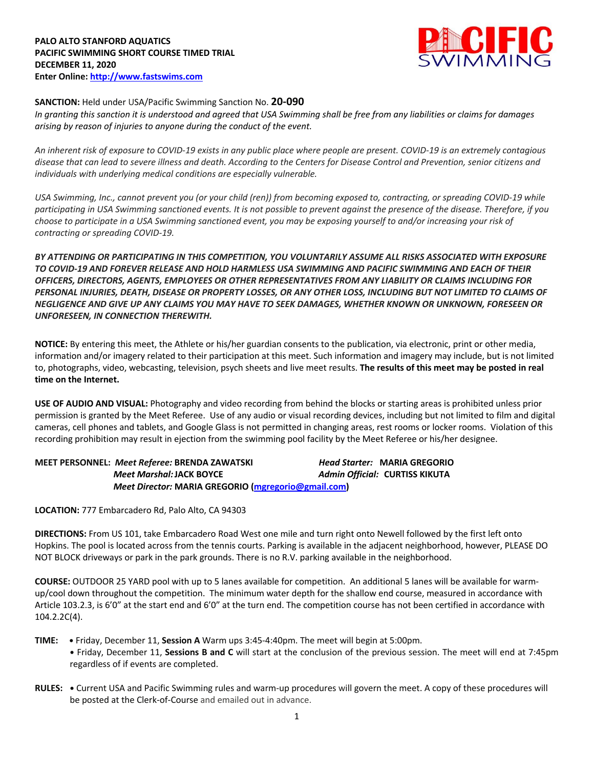**PALO ALTO STANFORD AQUATICS**
**PACIFIC SWIMMING SHORT COURSE TIMED TRIAL**
**DECEMBER 11, 2020**
**Enter Online: [http://www.fastswims.com](http://www.fastswims.com)**

PACIFIC SWIMMING

**SANCTION:** Held under USA/Pacific Swimming Sanction No. **20-090**
*In granting this sanction it is understood and agreed that USA Swimming shall be free from any liabilities or claims for damages arising by reason of injuries to anyone during the conduct of the event.*

*An inherent risk of exposure to COVID-19 exists in any public place where people are present. COVID-19 is an extremely contagious disease that can lead to severe illness and death. According to the Centers for Disease Control and Prevention, senior citizens and individuals with underlying medical conditions are especially vulnerable.*

*USA Swimming, Inc., cannot prevent you (or your child (ren)) from becoming exposed to, contracting, or spreading COVID-19 while participating in USA Swimming sanctioned events. It is not possible to prevent against the presence of the disease. Therefore, if you choose to participate in a USA Swimming sanctioned event, you may be exposing yourself to and/or increasing your risk of contracting or spreading COVID-19.*

***BY ATTENDING OR PARTICIPATING IN THIS COMPETITION, YOU VOLUNTARILY ASSUME ALL RISKS ASSOCIATED WITH EXPOSURE TO COVID-19 AND FOREVER RELEASE AND HOLD HARMLESS USA SWIMMING AND PACIFIC SWIMMING AND EACH OF THEIR OFFICERS, DIRECTORS, AGENTS, EMPLOYEES OR OTHER REPRESENTATIVES FROM ANY LIABILITY OR CLAIMS INCLUDING FOR PERSONAL INJURIES, DEATH, DISEASE OR PROPERTY LOSSES, OR ANY OTHER LOSS, INCLUDING BUT NOT LIMITED TO CLAIMS OF NEGLIGENCE AND GIVE UP ANY CLAIMS YOU MAY HAVE TO SEEK DAMAGES, WHETHER KNOWN OR UNKNOWN, FORESEEN OR UNFORESEEN, IN CONNECTION THEREWITH.***

**NOTICE:** By entering this meet, the Athlete or his/her guardian consents to the publication, via electronic, print or other media, information and/or imagery related to their participation at this meet. Such information and imagery may include, but is not limited to, photographs, video, webcasting, television, psych sheets and live meet results. **The results of this meet may be posted in real time on the Internet.**

**USE OF AUDIO AND VISUAL:** Photography and video recording from behind the blocks or starting areas is prohibited unless prior permission is granted by the Meet Referee. Use of any audio or visual recording devices, including but not limited to film and digital cameras, cell phones and tablets, and Google Glass is not permitted in changing areas, rest rooms or locker rooms. Violation of this recording prohibition may result in ejection from the swimming pool facility by the Meet Referee or his/her designee.

**MEET PERSONNEL:** ***Meet Referee:*** **BRENDA ZAWATSKI** ***Head Starter:*** **MARIA GREGORIO**
***Meet Marshal:*** **JACK BOYCE** ***Admin Official:*** **CURTISS KIKUTA**
***Meet Director:*** **MARIA GREGORIO ([mgregorio@gmail.com](mailto:mgregorio@gmail.com))**

**LOCATION:** 777 Embarcadero Rd, Palo Alto, CA 94303

**DIRECTIONS:** From US 101, take Embarcadero Road West one mile and turn right onto Newell followed by the first left onto Hopkins. The pool is located across from the tennis courts. Parking is available in the adjacent neighborhood, however, PLEASE DO NOT BLOCK driveways or park in the park grounds. There is no R.V. parking available in the neighborhood.

**COURSE:** OUTDOOR 25 YARD pool with up to 5 lanes available for competition. An additional 5 lanes will be available for warm-up/cool down throughout the competition. The minimum water depth for the shallow end course, measured in accordance with Article 103.2.3, is 6'0" at the start end and 6'0" at the turn end. The competition course has not been certified in accordance with 104.2.2C(4).

**TIME:**
- Friday, December 11, **Session A** Warm ups 3:45-4:40pm. The meet will begin at 5:00pm.
- Friday, December 11, **Sessions B and C** will start at the conclusion of the previous session. The meet will end at 7:45pm regardless of if events are completed.

**RULES:**
- Current USA and Pacific Swimming rules and warm-up procedures will govern the meet. A copy of these procedures will be posted at the Clerk-of-Course and emailed out in advance.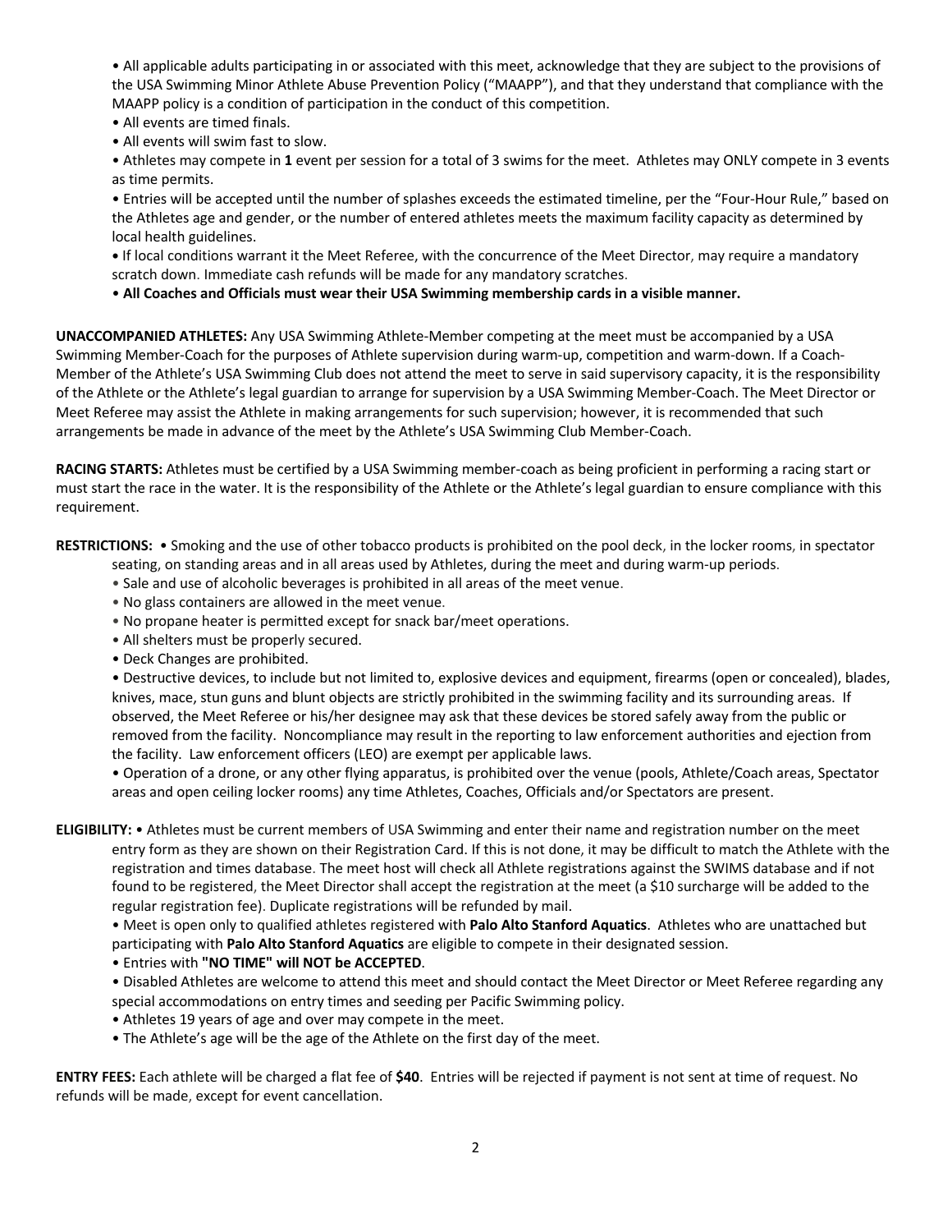- All applicable adults participating in or associated with this meet, acknowledge that they are subject to the provisions of the USA Swimming Minor Athlete Abuse Prevention Policy ("MAAPP"), and that they understand that compliance with the MAAPP policy is a condition of participation in the conduct of this competition.
- All events are timed finals.
- All events will swim fast to slow.
- Athletes may compete in **1** event per session for a total of 3 swims for the meet. Athletes may ONLY compete in 3 events as time permits.
- Entries will be accepted until the number of splashes exceeds the estimated timeline, per the "Four-Hour Rule," based on the Athletes age and gender, or the number of entered athletes meets the maximum facility capacity as determined by local health guidelines.
- If local conditions warrant it the Meet Referee, with the concurrence of the Meet Director, may require a mandatory scratch down. Immediate cash refunds will be made for any mandatory scratches.
- **All Coaches and Officials must wear their USA Swimming membership cards in a visible manner.**

**UNACCOMPANIED ATHLETES:** Any USA Swimming Athlete-Member competing at the meet must be accompanied by a USA Swimming Member-Coach for the purposes of Athlete supervision during warm-up, competition and warm-down. If a Coach-Member of the Athlete's USA Swimming Club does not attend the meet to serve in said supervisory capacity, it is the responsibility of the Athlete or the Athlete's legal guardian to arrange for supervision by a USA Swimming Member-Coach. The Meet Director or Meet Referee may assist the Athlete in making arrangements for such supervision; however, it is recommended that such arrangements be made in advance of the meet by the Athlete's USA Swimming Club Member-Coach.

**RACING STARTS:** Athletes must be certified by a USA Swimming member-coach as being proficient in performing a racing start or must start the race in the water. It is the responsibility of the Athlete or the Athlete's legal guardian to ensure compliance with this requirement.

**RESTRICTIONS:**
- Smoking and the use of other tobacco products is prohibited on the pool deck, in the locker rooms, in spectator seating, on standing areas and in all areas used by Athletes, during the meet and during warm-up periods.
- Sale and use of alcoholic beverages is prohibited in all areas of the meet venue.
- No glass containers are allowed in the meet venue.
- No propane heater is permitted except for snack bar/meet operations.
- All shelters must be properly secured.
- Deck Changes are prohibited.
- Destructive devices, to include but not limited to, explosive devices and equipment, firearms (open or concealed), blades, knives, mace, stun guns and blunt objects are strictly prohibited in the swimming facility and its surrounding areas. If observed, the Meet Referee or his/her designee may ask that these devices be stored safely away from the public or removed from the facility. Noncompliance may result in the reporting to law enforcement authorities and ejection from the facility. Law enforcement officers (LEO) are exempt per applicable laws.
- Operation of a drone, or any other flying apparatus, is prohibited over the venue (pools, Athlete/Coach areas, Spectator areas and open ceiling locker rooms) any time Athletes, Coaches, Officials and/or Spectators are present.

**ELIGIBILITY:**
- Athletes must be current members of USA Swimming and enter their name and registration number on the meet entry form as they are shown on their Registration Card. If this is not done, it may be difficult to match the Athlete with the registration and times database. The meet host will check all Athlete registrations against the SWIMS database and if not found to be registered, the Meet Director shall accept the registration at the meet (a $10 surcharge will be added to the regular registration fee). Duplicate registrations will be refunded by mail.
- Meet is open only to qualified athletes registered with **Palo Alto Stanford Aquatics**. Athletes who are unattached but participating with **Palo Alto Stanford Aquatics** are eligible to compete in their designated session.
- Entries with **"NO TIME" will NOT be ACCEPTED**.
- Disabled Athletes are welcome to attend this meet and should contact the Meet Director or Meet Referee regarding any special accommodations on entry times and seeding per Pacific Swimming policy.
- Athletes 19 years of age and over may compete in the meet.
- The Athlete's age will be the age of the Athlete on the first day of the meet.

**ENTRY FEES:** Each athlete will be charged a flat fee of **$40**. Entries will be rejected if payment is not sent at time of request. No refunds will be made, except for event cancellation.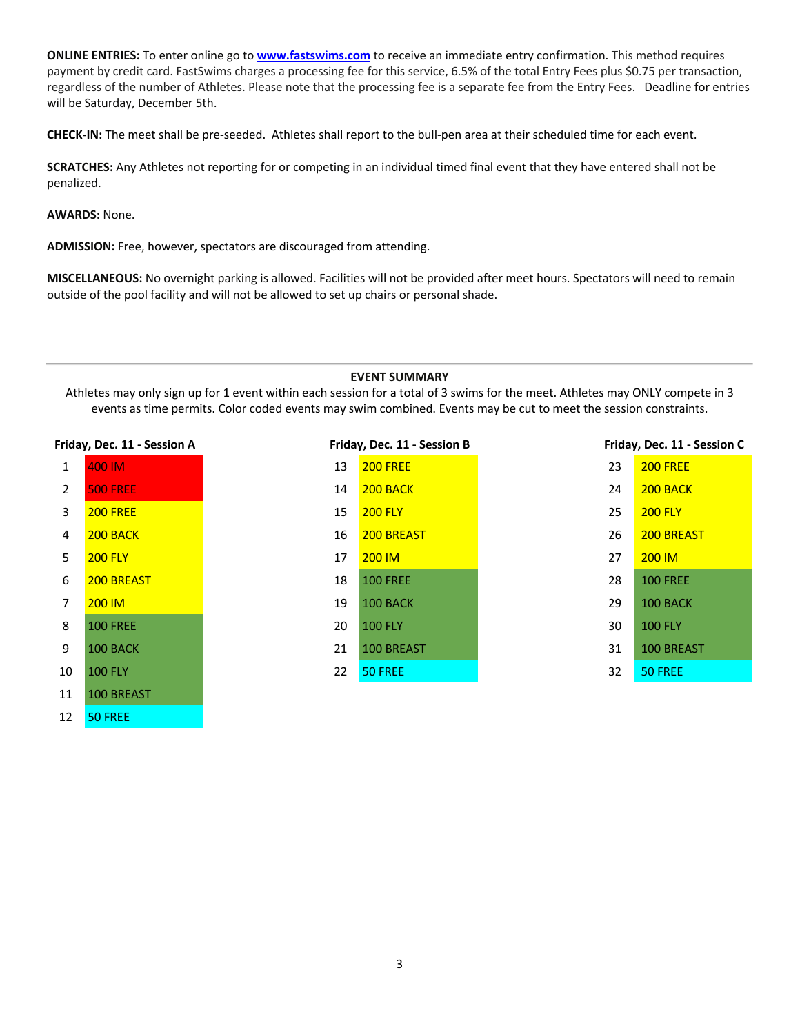**ONLINE ENTRIES:** To enter online go to **www.fastswims.com** to receive an immediate entry confirmation. This method requires payment by credit card. FastSwims charges a processing fee for this service, 6.5% of the total Entry Fees plus $0.75 per transaction, regardless of the number of Athletes. Please note that the processing fee is a separate fee from the Entry Fees. Deadline for entries will be Saturday, December 5th.

**CHECK-IN:** The meet shall be pre-seeded. Athletes shall report to the bull-pen area at their scheduled time for each event.

**SCRATCHES:** Any Athletes not reporting for or competing in an individual timed final event that they have entered shall not be penalized.

**AWARDS:** None.

**ADMISSION:** Free, however, spectators are discouraged from attending.

**MISCELLANEOUS:** No overnight parking is allowed. Facilities will not be provided after meet hours. Spectators will need to remain outside of the pool facility and will not be allowed to set up chairs or personal shade.

---

**EVENT SUMMARY**

Athletes may only sign up for 1 event within each session for a total of 3 swims for the meet. Athletes may ONLY compete in 3 events as time permits. Color coded events may swim combined. Events may be cut to meet the session constraints.

**Friday, Dec. 11 - Session A**

| | |
|---|---|
| 1 | 400 IM |
| 2 | 500 FREE |
| 3 | 200 FREE |
| 4 | 200 BACK |
| 5 | 200 FLY |
| 6 | 200 BREAST |
| 7 | 200 IM |
| 8 | 100 FREE |
| 9 | 100 BACK |
| 10 | 100 FLY |
| 11 | 100 BREAST |
| 12 | 50 FREE |

**Friday, Dec. 11 - Session B**

| | |
|---|---|
| 13 | 200 FREE |
| 14 | 200 BACK |
| 15 | 200 FLY |
| 16 | 200 BREAST |
| 17 | 200 IM |
| 18 | 100 FREE |
| 19 | 100 BACK |
| 20 | 100 FLY |
| 21 | 100 BREAST |
| 22 | 50 FREE |

**Friday, Dec. 11 - Session C**

| | |
|---|---|
| 23 | 200 FREE |
| 24 | 200 BACK |
| 25 | 200 FLY |
| 26 | 200 BREAST |
| 27 | 200 IM |
| 28 | 100 FREE |
| 29 | 100 BACK |
| 30 | 100 FLY |
| 31 | 100 BREAST |
| 32 | 50 FREE |